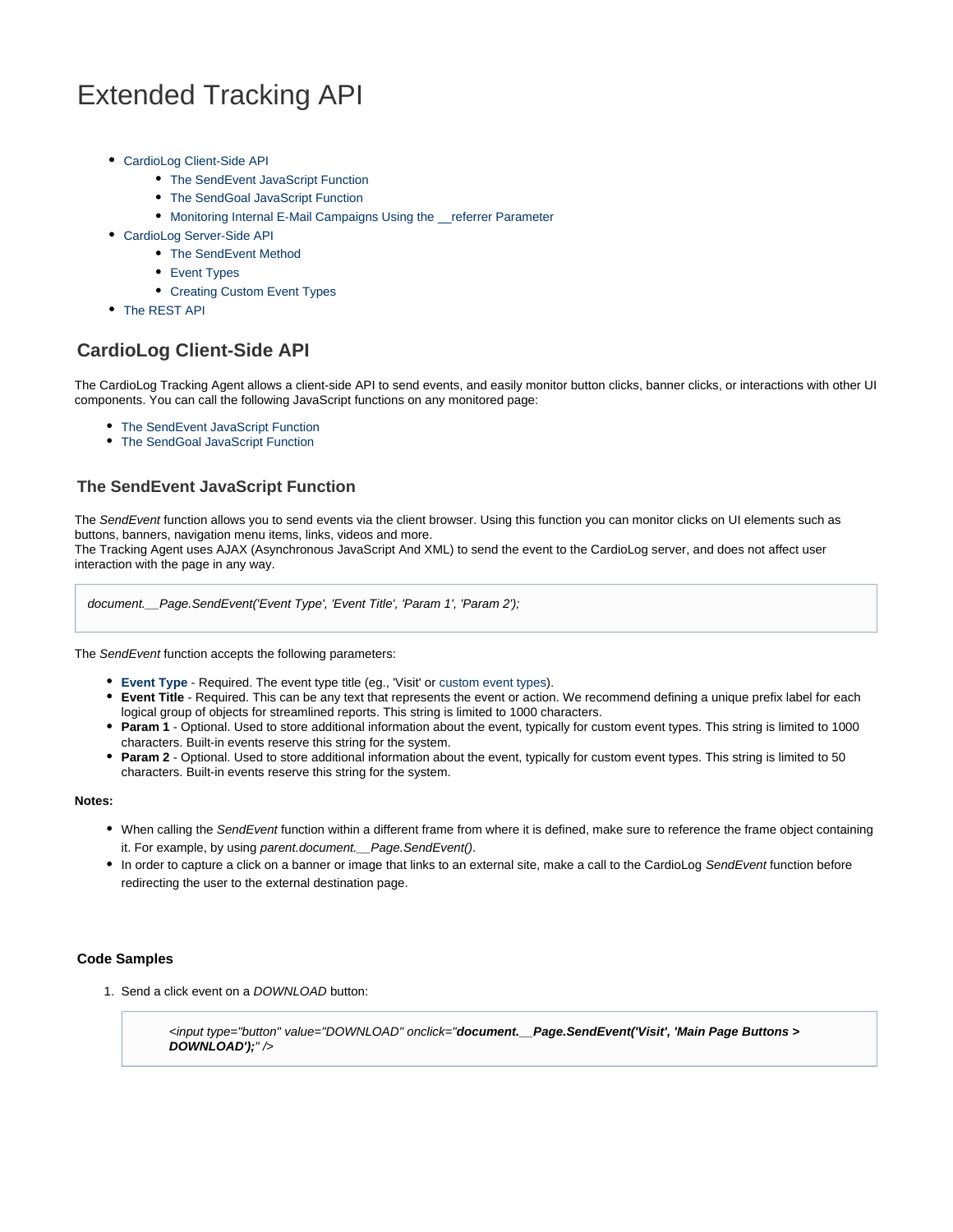# Extended Tracking API

- CardioLog Client-Side API
  - The SendEvent JavaScript Function
  - The SendGoal JavaScript Function
  - Monitoring Internal E-Mail Campaigns Using the __referrer Parameter
- CardioLog Server-Side API
  - The SendEvent Method
  - Event Types
  - Creating Custom Event Types
- The REST API

## CardioLog Client-Side API

The CardioLog Tracking Agent allows a client-side API to send events, and easily monitor button clicks, banner clicks, or interactions with other UI components. You can call the following JavaScript functions on any monitored page:

- The SendEvent JavaScript Function
- The SendGoal JavaScript Function

### The SendEvent JavaScript Function

The *SendEvent* function allows you to send events via the client browser. Using this function you can monitor clicks on UI elements such as buttons, banners, navigation menu items, links, videos and more.
The Tracking Agent uses AJAX (Asynchronous JavaScript And XML) to send the event to the CardioLog server, and does not affect user interaction with the page in any way.

```
document.__Page.SendEvent('Event Type', 'Event Title', 'Param 1', 'Param 2');
```

The *SendEvent* function accepts the following parameters:

- **Event Type** - Required. The event type title (eg., 'Visit' or custom event types).
- **Event Title** - Required. This can be any text that represents the event or action. We recommend defining a unique prefix label for each logical group of objects for streamlined reports. This string is limited to 1000 characters.
- **Param 1** - Optional. Used to store additional information about the event, typically for custom event types. This string is limited to 1000 characters. Built-in events reserve this string for the system.
- **Param 2** - Optional. Used to store additional information about the event, typically for custom event types. This string is limited to 50 characters. Built-in events reserve this string for the system.

**Notes:**

- When calling the *SendEvent* function within a different frame from where it is defined, make sure to reference the frame object containing it. For example, by using *parent.document.__Page.SendEvent()*.
- In order to capture a click on a banner or image that links to an external site, make a call to the CardioLog *SendEvent* function before redirecting the user to the external destination page.

#### Code Samples

1. Send a click event on a *DOWNLOAD* button:

```
<input type="button" value="DOWNLOAD" onclick="document.__Page.SendEvent('Visit', 'Main Page Buttons > DOWNLOAD');" />
```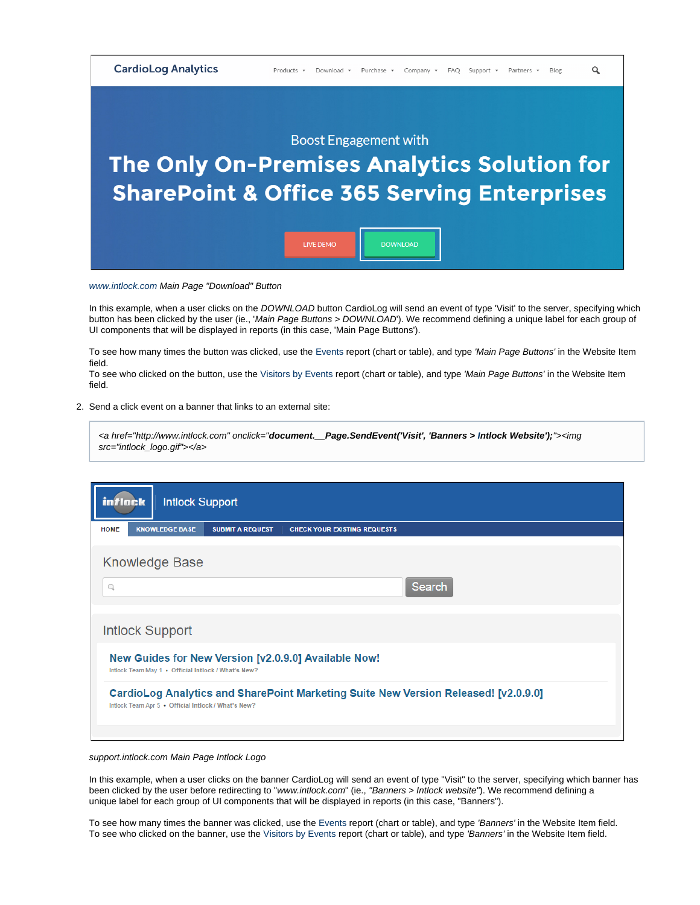*www.intlock.com Main Page "Download" Button*

In this example, when a user clicks on the *DOWNLOAD* button CardioLog will send an event of type 'Visit' to the server, specifying which button has been clicked by the user (ie., '*Main Page Buttons > DOWNLOAD*'). We recommend defining a unique label for each group of UI components that will be displayed in reports (in this case, 'Main Page Buttons').

To see how many times the button was clicked, use the Events report (chart or table), and type *'Main Page Buttons'* in the Website Item field.
To see who clicked on the button, use the Visitors by Events report (chart or table), and type *'Main Page Buttons'* in the Website Item field.

2. Send a click event on a banner that links to an external site:

```
<a href="http://www.intlock.com" onclick="document.__Page.SendEvent('Visit', 'Banners > Intlock Website');"><img src="intlock_logo.gif"></a>
```

*support.intlock.com Main Page Intlock Logo*

In this example, when a user clicks on the banner CardioLog will send an event of type "Visit" to the server, specifying which banner has been clicked by the user before redirecting to "*www.intlock.com*" (ie., *"Banners > Intlock website"*). We recommend defining a unique label for each group of UI components that will be displayed in reports (in this case, "Banners").

To see how many times the banner was clicked, use the Events report (chart or table), and type *'Banners'* in the Website Item field.
To see who clicked on the banner, use the Visitors by Events report (chart or table), and type *'Banners'* in the Website Item field.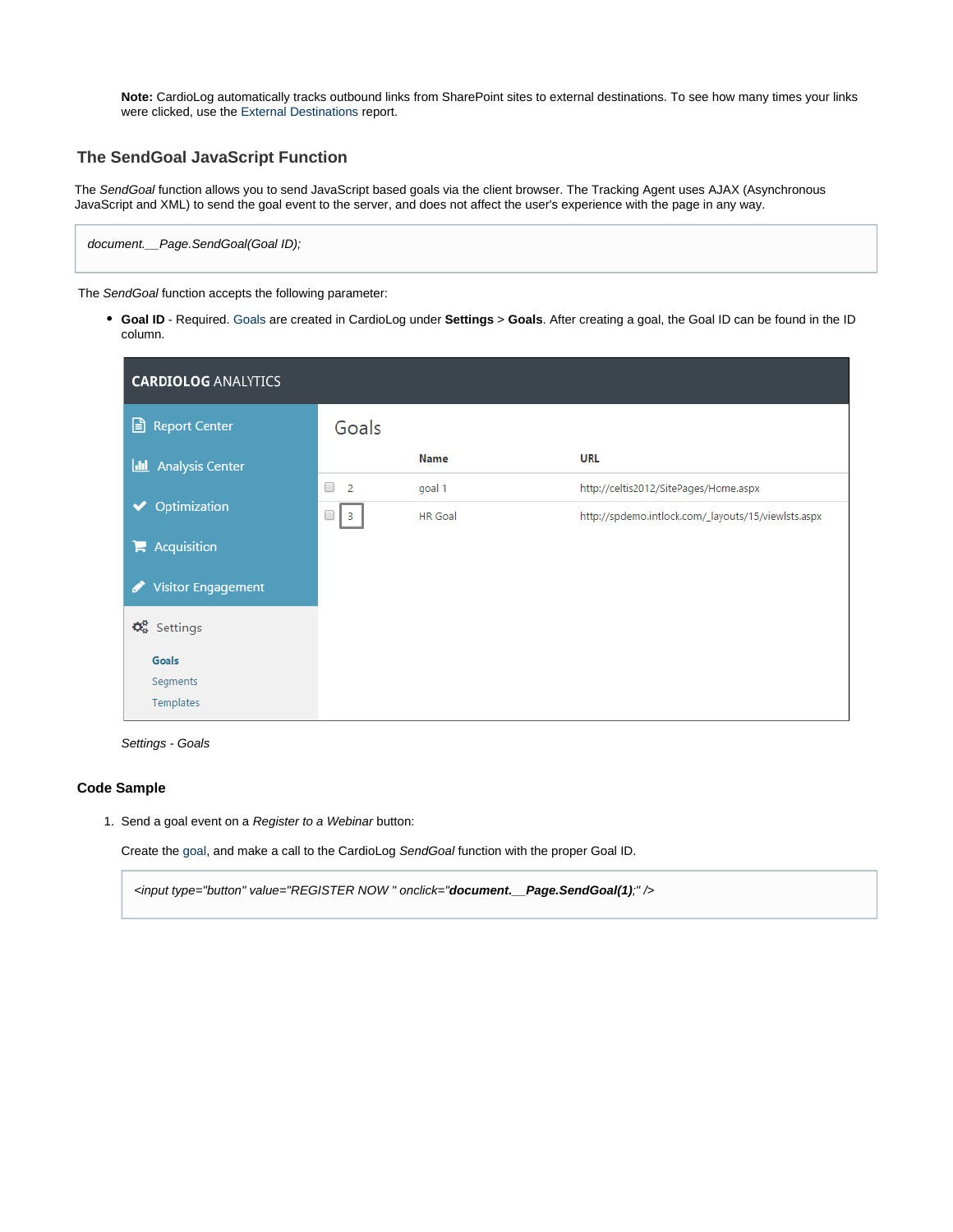**Note:** CardioLog automatically tracks outbound links from SharePoint sites to external destinations. To see how many times your links were clicked, use the External Destinations report.

## The SendGoal JavaScript Function

The *SendGoal* function allows you to send JavaScript based goals via the client browser. The Tracking Agent uses AJAX (Asynchronous JavaScript and XML) to send the goal event to the server, and does not affect the user's experience with the page in any way.

```
document.__Page.SendGoal(Goal ID);
```

The *SendGoal* function accepts the following parameter:

- **Goal ID** - Required. Goals are created in CardioLog under **Settings** > **Goals**. After creating a goal, the Goal ID can be found in the ID column.

*Settings - Goals*

### Code Sample

1. Send a goal event on a *Register to a Webinar* button:

   Create the goal, and make a call to the CardioLog *SendGoal* function with the proper Goal ID.

   ```
   <input type="button" value="REGISTER NOW " onclick="document.__Page.SendGoal(1);" />
   ```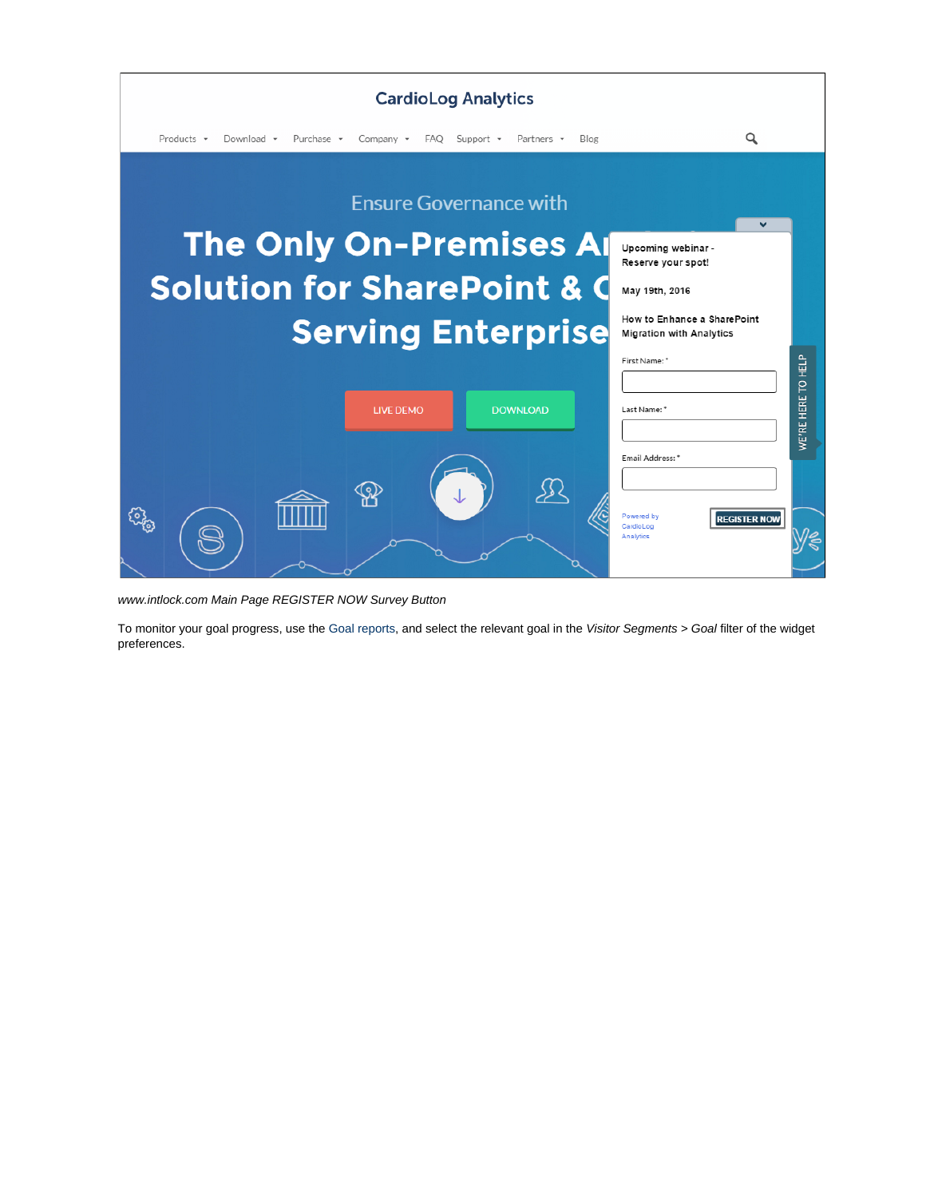*www.intlock.com Main Page REGISTER NOW Survey Button*

To monitor your goal progress, use the Goal reports, and select the relevant goal in the *Visitor Segments* > *Goal* filter of the widget preferences.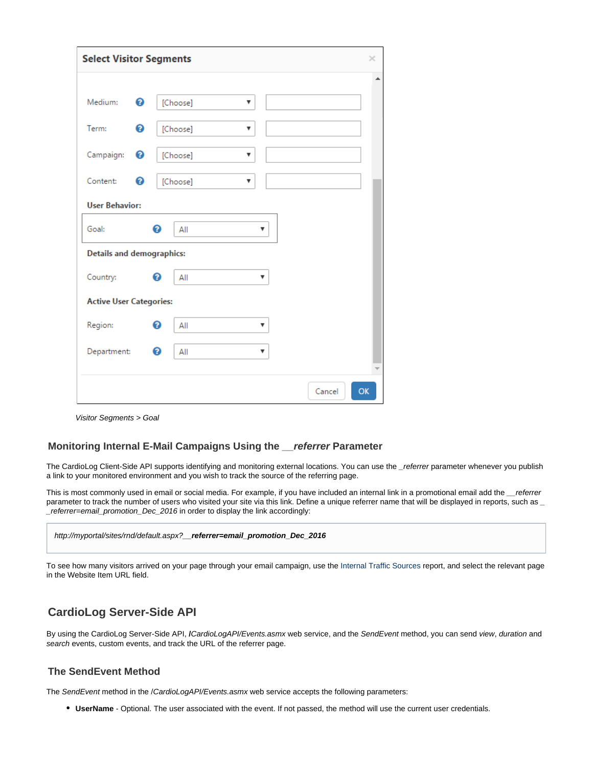Visitor Segments > Goal

## Monitoring Internal E-Mail Campaigns Using the __*referrer* Parameter

The CardioLog Client-Side API supports identifying and monitoring external locations. You can use the _*referrer* parameter whenever you publish a link to your monitored environment and you wish to track the source of the referring page.

This is most commonly used in email or social media. For example, if you have included an internal link in a promotional email add the __*referrer* parameter to track the number of users who visited your site via this link. Define a unique referrer name that will be displayed in reports, such as *__referrer=email_promotion_Dec_2016* in order to display the link accordingly:

```
http://myportal/sites/rnd/default.aspx?__referrer=email_promotion_Dec_2016
```

To see how many visitors arrived on your page through your email campaign, use the Internal Traffic Sources report, and select the relevant page in the Website Item URL field.

# CardioLog Server-Side API

By using the CardioLog Server-Side API, */CardioLogAPI/Events.asmx* web service, and the *SendEvent* method, you can send *view*, *duration* and *search* events, custom events, and track the URL of the referrer page.

## The SendEvent Method

The *SendEvent* method in the */CardioLogAPI/Events.asmx* web service accepts the following parameters:

- **UserName** - Optional. The user associated with the event. If not passed, the method will use the current user credentials.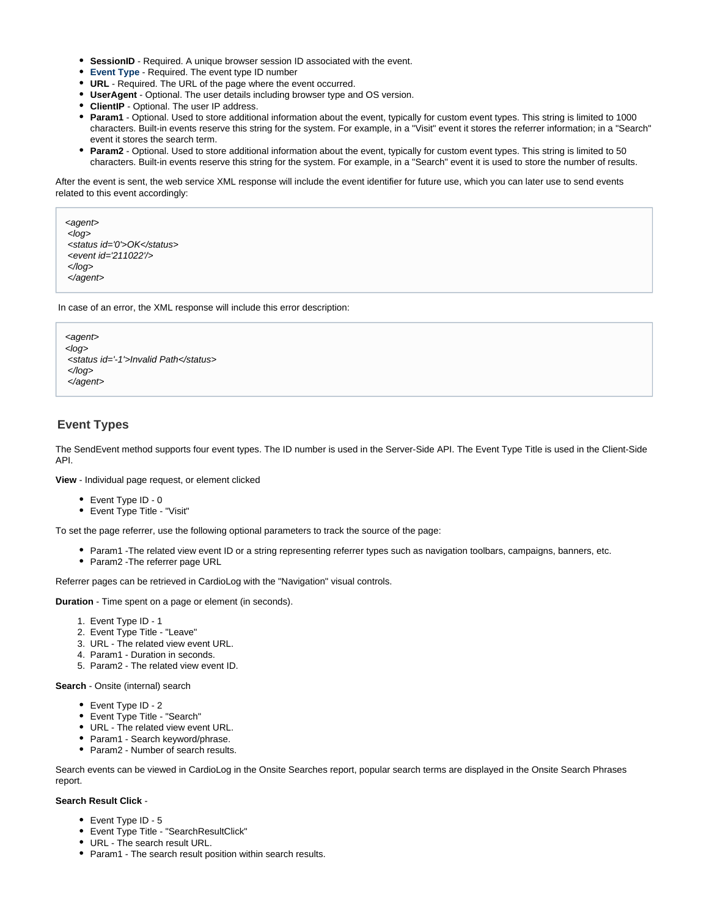- **SessionID** - Required. A unique browser session ID associated with the event.
- **Event Type** - Required. The event type ID number
- **URL** - Required. The URL of the page where the event occurred.
- **UserAgent** - Optional. The user details including browser type and OS version.
- **ClientIP** - Optional. The user IP address.
- **Param1** - Optional. Used to store additional information about the event, typically for custom event types. This string is limited to 1000 characters. Built-in events reserve this string for the system. For example, in a "Visit" event it stores the referrer information; in a "Search" event it stores the search term.
- **Param2** - Optional. Used to store additional information about the event, typically for custom event types. This string is limited to 50 characters. Built-in events reserve this string for the system. For example, in a "Search" event it is used to store the number of results.

After the event is sent, the web service XML response will include the event identifier for future use, which you can later use to send events related to this event accordingly:

```
<agent>
 <log>
 <status id='0'>OK</status>
 <event id='211022'/>
 </log>
 </agent>
```

In case of an error, the XML response will include this error description:

```
<agent>
<log>
 <status id='-1'>Invalid Path</status>
 </log>
 </agent>
```

## Event Types

The SendEvent method supports four event types. The ID number is used in the Server-Side API. The Event Type Title is used in the Client-Side API.

**View** - Individual page request, or element clicked

- Event Type ID - 0
- Event Type Title - "Visit"

To set the page referrer, use the following optional parameters to track the source of the page:

- Param1 -The related view event ID or a string representing referrer types such as navigation toolbars, campaigns, banners, etc.
- Param2 -The referrer page URL

Referrer pages can be retrieved in CardioLog with the "Navigation" visual controls.

**Duration** - Time spent on a page or element (in seconds).

1. Event Type ID - 1
2. Event Type Title - "Leave"
3. URL - The related view event URL.
4. Param1 - Duration in seconds.
5. Param2 - The related view event ID.

**Search** - Onsite (internal) search

- Event Type ID - 2
- Event Type Title - "Search"
- URL - The related view event URL.
- Param1 - Search keyword/phrase.
- Param2 - Number of search results.

Search events can be viewed in CardioLog in the Onsite Searches report, popular search terms are displayed in the Onsite Search Phrases report.

**Search Result Click** -

- Event Type ID - 5
- Event Type Title - "SearchResultClick"
- URL - The search result URL.
- Param1 - The search result position within search results.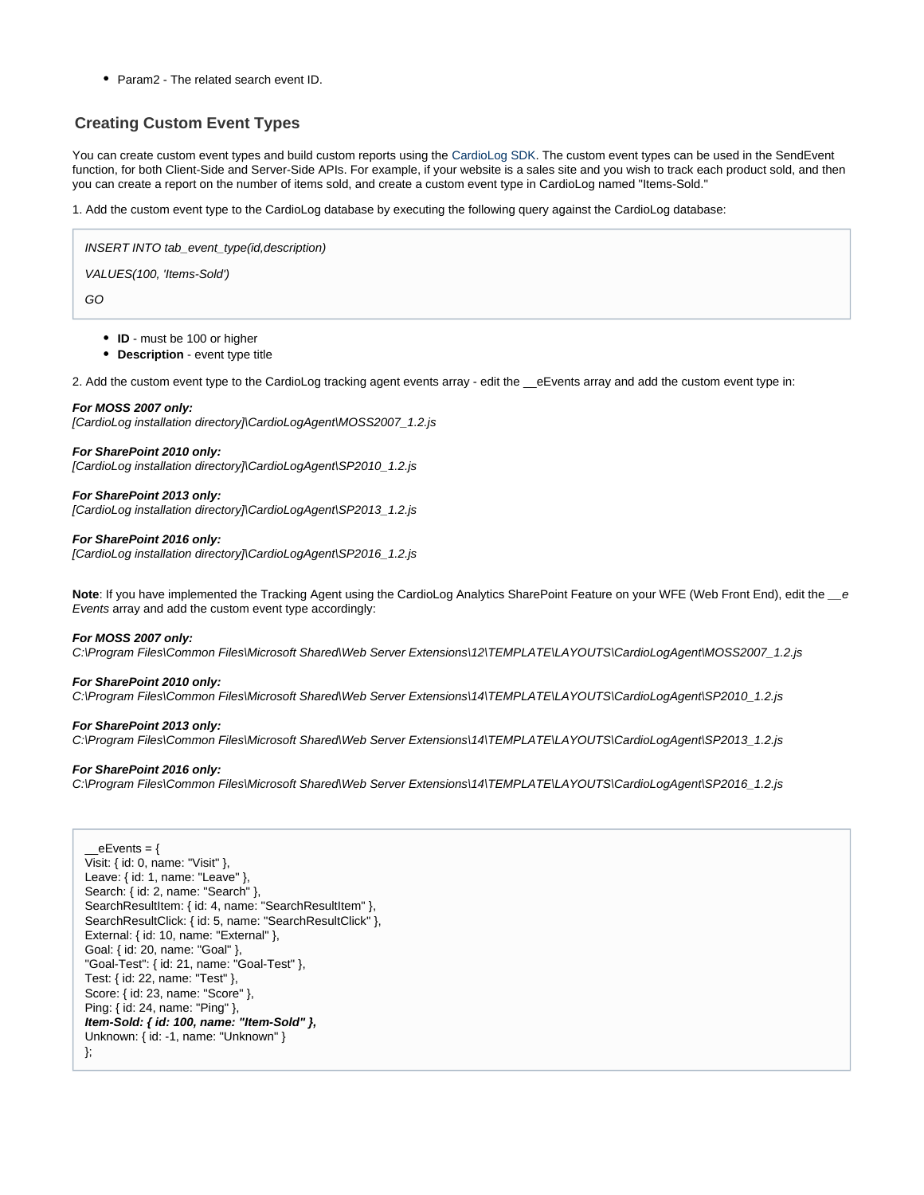- Param2 - The related search event ID.

## Creating Custom Event Types

You can create custom event types and build custom reports using the CardioLog SDK. The custom event types can be used in the SendEvent function, for both Client-Side and Server-Side APIs. For example, if your website is a sales site and you wish to track each product sold, and then you can create a report on the number of items sold, and create a custom event type in CardioLog named "Items-Sold."

1. Add the custom event type to the CardioLog database by executing the following query against the CardioLog database:

```
INSERT INTO tab_event_type(id,description)

VALUES(100, 'Items-Sold')

GO
```

- **ID** - must be 100 or higher
- **Description** - event type title

2. Add the custom event type to the CardioLog tracking agent events array - edit the __eEvents array and add the custom event type in:

***For MOSS 2007 only:***
*[CardioLog installation directory]\CardioLogAgent\MOSS2007_1.2.js*

***For SharePoint 2010 only:***
*[CardioLog installation directory]\CardioLogAgent\SP2010_1.2.js*

***For SharePoint 2013 only:***
*[CardioLog installation directory]\CardioLogAgent\SP2013_1.2.js*

***For SharePoint 2016 only:***
*[CardioLog installation directory]\CardioLogAgent\SP2016_1.2.js*

**Note**: If you have implemented the Tracking Agent using the CardioLog Analytics SharePoint Feature on your WFE (Web Front End), edit the *__e Events* array and add the custom event type accordingly:

***For MOSS 2007 only:***
*C:\Program Files\Common Files\Microsoft Shared\Web Server Extensions\12\TEMPLATE\LAYOUTS\CardioLogAgent\MOSS2007_1.2.js*

***For SharePoint 2010 only:***
*C:\Program Files\Common Files\Microsoft Shared\Web Server Extensions\14\TEMPLATE\LAYOUTS\CardioLogAgent\SP2010_1.2.js*

***For SharePoint 2013 only:***
*C:\Program Files\Common Files\Microsoft Shared\Web Server Extensions\14\TEMPLATE\LAYOUTS\CardioLogAgent\SP2013_1.2.js*

***For SharePoint 2016 only:***
*C:\Program Files\Common Files\Microsoft Shared\Web Server Extensions\14\TEMPLATE\LAYOUTS\CardioLogAgent\SP2016_1.2.js*

```
__eEvents = {
Visit: { id: 0, name: "Visit" },
Leave: { id: 1, name: "Leave" },
Search: { id: 2, name: "Search" },
SearchResultItem: { id: 4, name: "SearchResultItem" },
SearchResultClick: { id: 5, name: "SearchResultClick" },
External: { id: 10, name: "External" },
Goal: { id: 20, name: "Goal" },
"Goal-Test": { id: 21, name: "Goal-Test" },
Test: { id: 22, name: "Test" },
Score: { id: 23, name: "Score" },
Ping: { id: 24, name: "Ping" },
Item-Sold: { id: 100, name: "Item-Sold" },
Unknown: { id: -1, name: "Unknown" }
};
```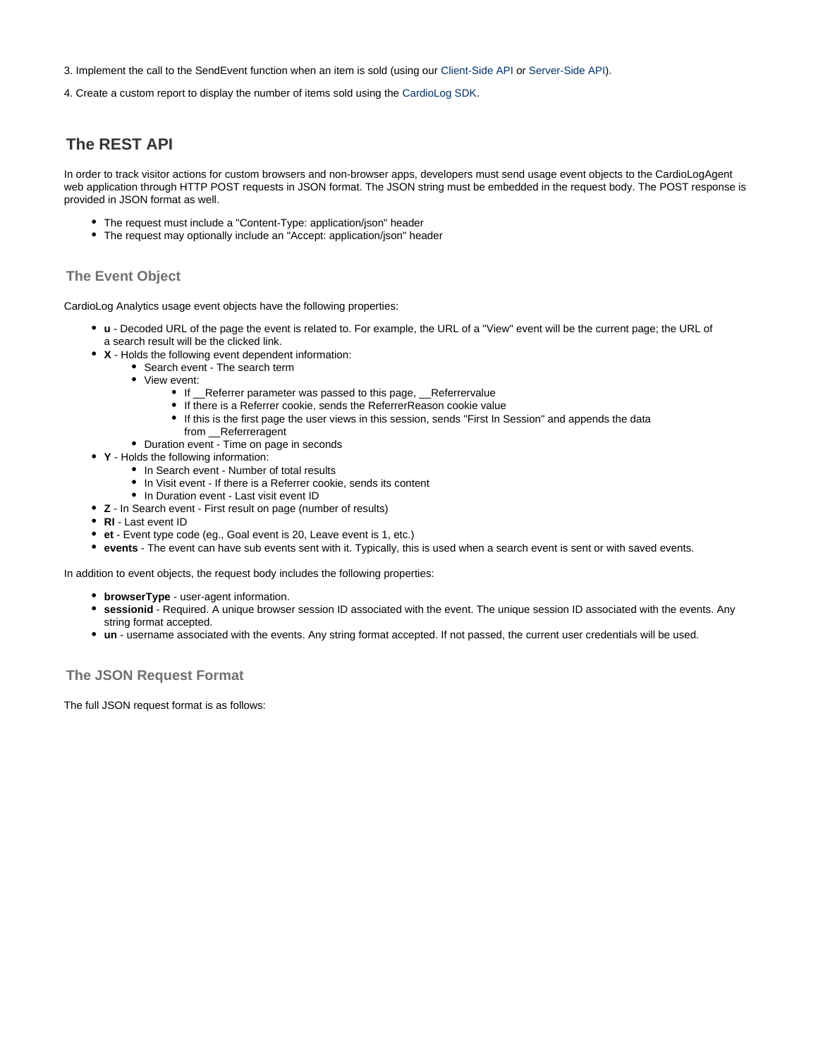3. Implement the call to the SendEvent function when an item is sold (using our Client-Side API or Server-Side API).

4. Create a custom report to display the number of items sold using the CardioLog SDK.

## The REST API

In order to track visitor actions for custom browsers and non-browser apps, developers must send usage event objects to the CardioLogAgent web application through HTTP POST requests in JSON format. The JSON string must be embedded in the request body. The POST response is provided in JSON format as well.

- The request must include a "Content-Type: application/json" header
- The request may optionally include an "Accept: application/json" header

### The Event Object

CardioLog Analytics usage event objects have the following properties:

- **u** - Decoded URL of the page the event is related to. For example, the URL of a "View" event will be the current page; the URL of a search result will be the clicked link.
- **X** - Holds the following event dependent information:
  - Search event - The search term
  - View event:
    - If __Referrer parameter was passed to this page, __Referrervalue
    - If there is a Referrer cookie, sends the ReferrerReason cookie value
    - If this is the first page the user views in this session, sends "First In Session" and appends the data from __Referreragent
  - Duration event - Time on page in seconds
- **Y** - Holds the following information:
  - In Search event - Number of total results
  - In Visit event - If there is a Referrer cookie, sends its content
  - In Duration event - Last visit event ID
- **Z** - In Search event - First result on page (number of results)
- **RI** - Last event ID
- **et** - Event type code (eg., Goal event is 20, Leave event is 1, etc.)
- **events** - The event can have sub events sent with it. Typically, this is used when a search event is sent or with saved events.

In addition to event objects, the request body includes the following properties:

- **browserType** - user-agent information.
- **sessionid** - Required. A unique browser session ID associated with the event. The unique session ID associated with the events. Any string format accepted.
- **un** - username associated with the events. Any string format accepted. If not passed, the current user credentials will be used.

### The JSON Request Format

The full JSON request format is as follows: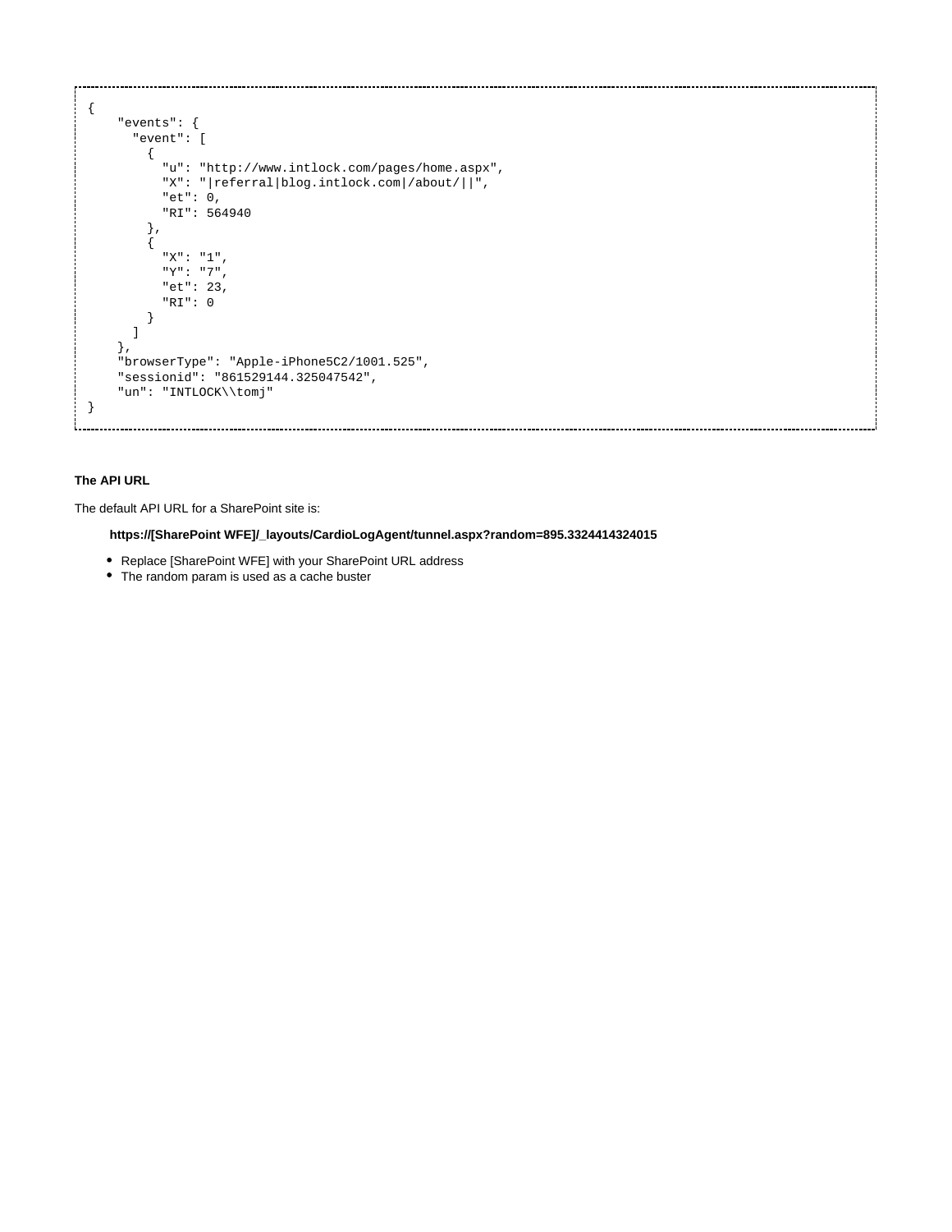```
{
    "events": {
      "event": [
        {
          "u": "http://www.intlock.com/pages/home.aspx",
          "X": "|referral|blog.intlock.com|/about/||",
          "et": 0,
          "RI": 564940
        },
        {
          "X": "1",
          "Y": "7",
          "et": 23,
          "RI": 0
        }
      ]
    },
    "browserType": "Apple-iPhone5C2/1001.525",
    "sessionid": "861529144.325047542",
    "un": "INTLOCK\\tomj"
}
```

**The API URL**

The default API URL for a SharePoint site is:

**https://[SharePoint WFE]/_layouts/CardioLogAgent/tunnel.aspx?random=895.3324414324015**

- Replace [SharePoint WFE] with your SharePoint URL address
- The random param is used as a cache buster